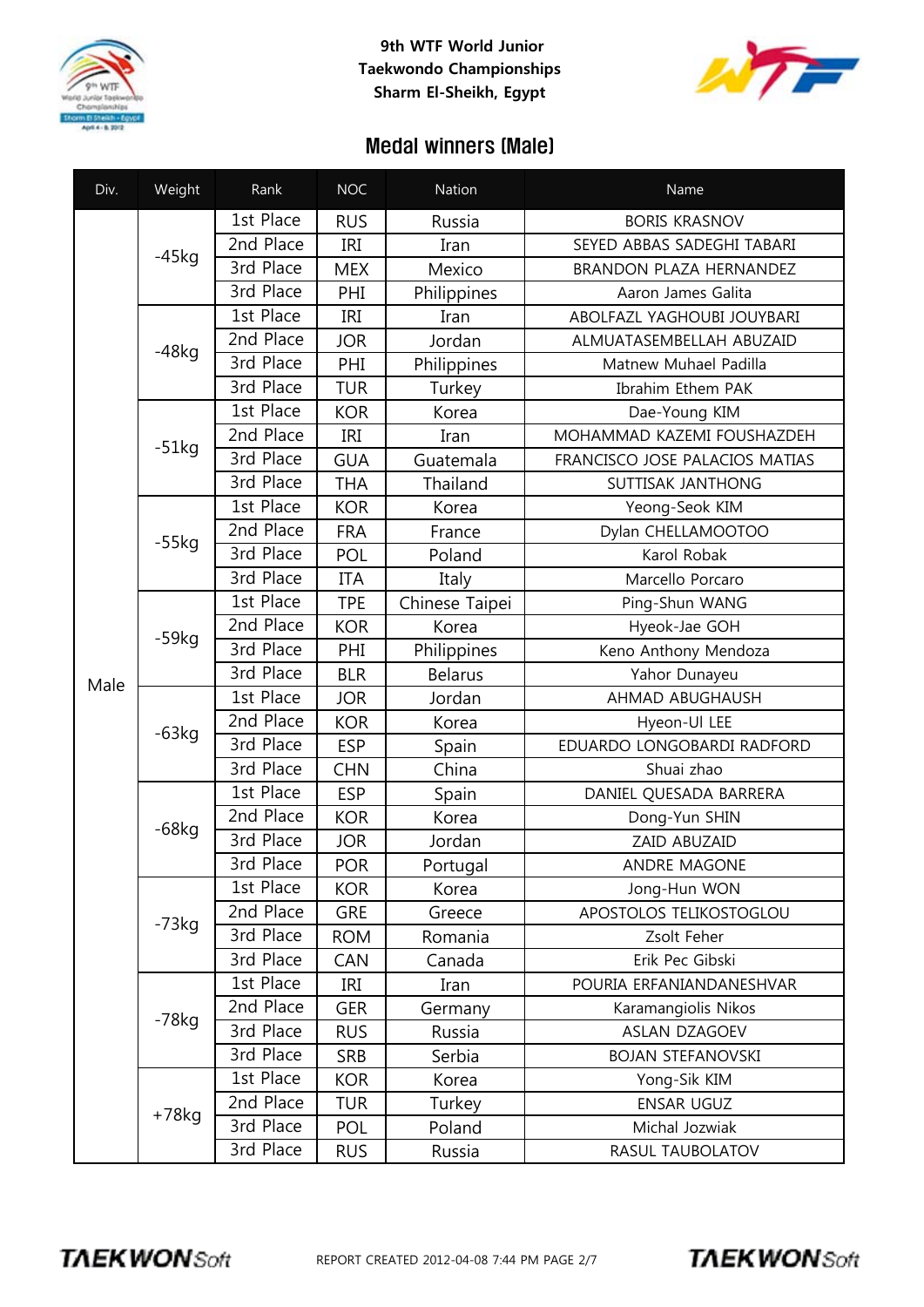9th WTF World Junior Taekwondo Championships
Sharm El-Sheikh, Egypt

## Medal winners (Male)

| Div. | Weight | Rank | NOC | Nation | Name |
|---|---|---|---|---|---|
| Male | -45kg | 1st Place | RUS | Russia | BORIS KRASNOV |
| | | 2nd Place | IRI | Iran | SEYED ABBAS SADEGHI TABARI |
| | | 3rd Place | MEX | Mexico | BRANDON PLAZA HERNANDEZ |
| | | 3rd Place | PHI | Philippines | Aaron James Galita |
| | -48kg | 1st Place | IRI | Iran | ABOLFAZL YAGHOUBI JOUYBARI |
| | | 2nd Place | JOR | Jordan | ALMUATASEMBELLAH ABUZAID |
| | | 3rd Place | PHI | Philippines | Matnew Muhael Padilla |
| | | 3rd Place | TUR | Turkey | Ibrahim Ethem PAK |
| | -51kg | 1st Place | KOR | Korea | Dae-Young KIM |
| | | 2nd Place | IRI | Iran | MOHAMMAD KAZEMI FOUSHAZDEH |
| | | 3rd Place | GUA | Guatemala | FRANCISCO JOSE PALACIOS MATIAS |
| | | 3rd Place | THA | Thailand | SUTTISAK JANTHONG |
| | -55kg | 1st Place | KOR | Korea | Yeong-Seok KIM |
| | | 2nd Place | FRA | France | Dylan CHELLAMOOTOO |
| | | 3rd Place | POL | Poland | Karol Robak |
| | | 3rd Place | ITA | Italy | Marcello Porcaro |
| | -59kg | 1st Place | TPE | Chinese Taipei | Ping-Shun WANG |
| | | 2nd Place | KOR | Korea | Hyeok-Jae GOH |
| | | 3rd Place | PHI | Philippines | Keno Anthony Mendoza |
| | | 3rd Place | BLR | Belarus | Yahor Dunayeu |
| | -63kg | 1st Place | JOR | Jordan | AHMAD ABUGHAUSH |
| | | 2nd Place | KOR | Korea | Hyeon-Ul LEE |
| | | 3rd Place | ESP | Spain | EDUARDO LONGOBARDI RADFORD |
| | | 3rd Place | CHN | China | Shuai zhao |
| | -68kg | 1st Place | ESP | Spain | DANIEL QUESADA BARRERA |
| | | 2nd Place | KOR | Korea | Dong-Yun SHIN |
| | | 3rd Place | JOR | Jordan | ZAID ABUZAID |
| | | 3rd Place | POR | Portugal | ANDRE MAGONE |
| | -73kg | 1st Place | KOR | Korea | Jong-Hun WON |
| | | 2nd Place | GRE | Greece | APOSTOLOS TELIKOSTOGLOU |
| | | 3rd Place | ROM | Romania | Zsolt Feher |
| | | 3rd Place | CAN | Canada | Erik Pec Gibski |
| | -78kg | 1st Place | IRI | Iran | POURIA ERFANIANDANESHVAR |
| | | 2nd Place | GER | Germany | Karamangiolis Nikos |
| | | 3rd Place | RUS | Russia | ASLAN DZAGOEV |
| | | 3rd Place | SRB | Serbia | BOJAN STEFANOVSKI |
| | +78kg | 1st Place | KOR | Korea | Yong-Sik KIM |
| | | 2nd Place | TUR | Turkey | ENSAR UGUZ |
| | | 3rd Place | POL | Poland | Michal Jozwiak |
| | | 3rd Place | RUS | Russia | RASUL TAUBOLATOV |

REPORT CREATED 2012-04-08 7:44 PM PAGE 2/7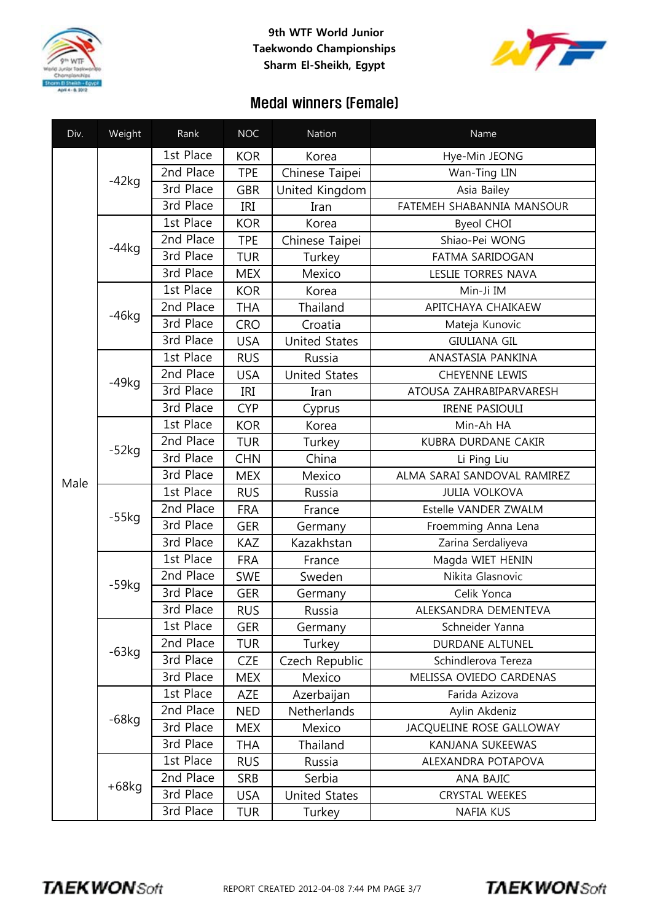9th WTF World Junior Taekwondo Championships
Sharm El-Sheikh, Egypt

## Medal winners (Female)

| Div. | Weight | Rank | NOC | Nation | Name |
|---|---|---|---|---|---|
| Male | -42kg | 1st Place | KOR | Korea | Hye-Min JEONG |
| | | 2nd Place | TPE | Chinese Taipei | Wan-Ting LIN |
| | | 3rd Place | GBR | United Kingdom | Asia Bailey |
| | | 3rd Place | IRI | Iran | FATEMEH SHABANNIA MANSOUR |
| | -44kg | 1st Place | KOR | Korea | Byeol CHOI |
| | | 2nd Place | TPE | Chinese Taipei | Shiao-Pei WONG |
| | | 3rd Place | TUR | Turkey | FATMA SARIDOGAN |
| | | 3rd Place | MEX | Mexico | LESLIE TORRES NAVA |
| | -46kg | 1st Place | KOR | Korea | Min-Ji IM |
| | | 2nd Place | THA | Thailand | APITCHAYA CHAIKAEW |
| | | 3rd Place | CRO | Croatia | Mateja Kunovic |
| | | 3rd Place | USA | United States | GIULIANA GIL |
| | -49kg | 1st Place | RUS | Russia | ANASTASIA PANKINA |
| | | 2nd Place | USA | United States | CHEYENNE LEWIS |
| | | 3rd Place | IRI | Iran | ATOUSA ZAHRABIPARVARESH |
| | | 3rd Place | CYP | Cyprus | IRENE PASIOULI |
| | -52kg | 1st Place | KOR | Korea | Min-Ah HA |
| | | 2nd Place | TUR | Turkey | KUBRA DURDANE CAKIR |
| | | 3rd Place | CHN | China | Li Ping Liu |
| | | 3rd Place | MEX | Mexico | ALMA SARAI SANDOVAL RAMIREZ |
| | -55kg | 1st Place | RUS | Russia | JULIA VOLKOVA |
| | | 2nd Place | FRA | France | Estelle VANDER ZWALM |
| | | 3rd Place | GER | Germany | Froemming Anna Lena |
| | | 3rd Place | KAZ | Kazakhstan | Zarina Serdaliyeva |
| | -59kg | 1st Place | FRA | France | Magda WIET HENIN |
| | | 2nd Place | SWE | Sweden | Nikita Glasnovic |
| | | 3rd Place | GER | Germany | Celik Yonca |
| | | 3rd Place | RUS | Russia | ALEKSANDRA DEMENTEVA |
| | -63kg | 1st Place | GER | Germany | Schneider Yanna |
| | | 2nd Place | TUR | Turkey | DURDANE ALTUNEL |
| | | 3rd Place | CZE | Czech Republic | Schindlerova Tereza |
| | | 3rd Place | MEX | Mexico | MELISSA OVIEDO CARDENAS |
| | -68kg | 1st Place | AZE | Azerbaijan | Farida Azizova |
| | | 2nd Place | NED | Netherlands | Aylin Akdeniz |
| | | 3rd Place | MEX | Mexico | JACQUELINE ROSE GALLOWAY |
| | | 3rd Place | THA | Thailand | KANJANA SUKEEWAS |
| | +68kg | 1st Place | RUS | Russia | ALEXANDRA POTAPOVA |
| | | 2nd Place | SRB | Serbia | ANA BAJIC |
| | | 3rd Place | USA | United States | CRYSTAL WEEKES |
| | | 3rd Place | TUR | Turkey | NAFIA KUS |

TAEKWONSoft REPORT CREATED 2012-04-08 7:44 PM TAEKWONSoft